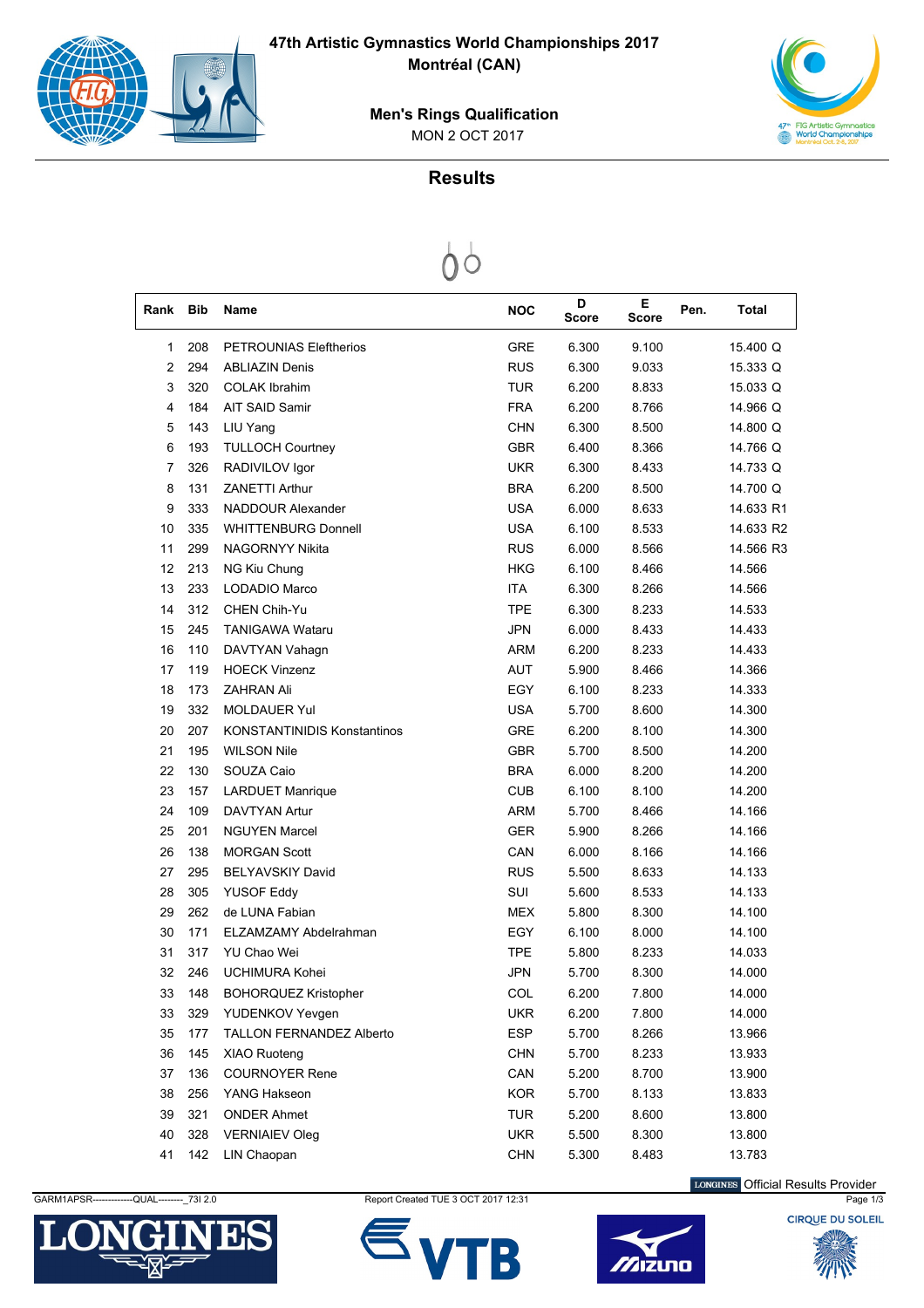# 47th Artistic Gymnastics World Championships 2017

**Montréal (CAN)**

## Men's Rings Qualification

MON 2 OCT 2017

## Results

| Rank | Bib | Name | NOC | D Score | E Score | Pen. | Total |
|---|---|---|---|---|---|---|---|
| 1 | 208 | PETROUNIAS Eleftherios | GRE | 6.300 | 9.100 | | 15.400 Q |
| 2 | 294 | ABLIAZIN Denis | RUS | 6.300 | 9.033 | | 15.333 Q |
| 3 | 320 | COLAK Ibrahim | TUR | 6.200 | 8.833 | | 15.033 Q |
| 4 | 184 | AIT SAID Samir | FRA | 6.200 | 8.766 | | 14.966 Q |
| 5 | 143 | LIU Yang | CHN | 6.300 | 8.500 | | 14.800 Q |
| 6 | 193 | TULLOCH Courtney | GBR | 6.400 | 8.366 | | 14.766 Q |
| 7 | 326 | RADIVILOV Igor | UKR | 6.300 | 8.433 | | 14.733 Q |
| 8 | 131 | ZANETTI Arthur | BRA | 6.200 | 8.500 | | 14.700 Q |
| 9 | 333 | NADDOUR Alexander | USA | 6.000 | 8.633 | | 14.633 R1 |
| 10 | 335 | WHITTENBURG Donnell | USA | 6.100 | 8.533 | | 14.633 R2 |
| 11 | 299 | NAGORNYY Nikita | RUS | 6.000 | 8.566 | | 14.566 R3 |
| 12 | 213 | NG Kiu Chung | HKG | 6.100 | 8.466 | | 14.566 |
| 13 | 233 | LODADIO Marco | ITA | 6.300 | 8.266 | | 14.566 |
| 14 | 312 | CHEN Chih-Yu | TPE | 6.300 | 8.233 | | 14.533 |
| 15 | 245 | TANIGAWA Wataru | JPN | 6.000 | 8.433 | | 14.433 |
| 16 | 110 | DAVTYAN Vahagn | ARM | 6.200 | 8.233 | | 14.433 |
| 17 | 119 | HOECK Vinzenz | AUT | 5.900 | 8.466 | | 14.366 |
| 18 | 173 | ZAHRAN Ali | EGY | 6.100 | 8.233 | | 14.333 |
| 19 | 332 | MOLDAUER Yul | USA | 5.700 | 8.600 | | 14.300 |
| 20 | 207 | KONSTANTINIDIS Konstantinos | GRE | 6.200 | 8.100 | | 14.300 |
| 21 | 195 | WILSON Nile | GBR | 5.700 | 8.500 | | 14.200 |
| 22 | 130 | SOUZA Caio | BRA | 6.000 | 8.200 | | 14.200 |
| 23 | 157 | LARDUET Manrique | CUB | 6.100 | 8.100 | | 14.200 |
| 24 | 109 | DAVTYAN Artur | ARM | 5.700 | 8.466 | | 14.166 |
| 25 | 201 | NGUYEN Marcel | GER | 5.900 | 8.266 | | 14.166 |
| 26 | 138 | MORGAN Scott | CAN | 6.000 | 8.166 | | 14.166 |
| 27 | 295 | BELYAVSKIY David | RUS | 5.500 | 8.633 | | 14.133 |
| 28 | 305 | YUSOF Eddy | SUI | 5.600 | 8.533 | | 14.133 |
| 29 | 262 | de LUNA Fabian | MEX | 5.800 | 8.300 | | 14.100 |
| 30 | 171 | ELZAMZAMY Abdelrahman | EGY | 6.100 | 8.000 | | 14.100 |
| 31 | 317 | YU Chao Wei | TPE | 5.800 | 8.233 | | 14.033 |
| 32 | 246 | UCHIMURA Kohei | JPN | 5.700 | 8.300 | | 14.000 |
| 33 | 148 | BOHORQUEZ Kristopher | COL | 6.200 | 7.800 | | 14.000 |
| 33 | 329 | YUDENKOV Yevgen | UKR | 6.200 | 7.800 | | 14.000 |
| 35 | 177 | TALLON FERNANDEZ Alberto | ESP | 5.700 | 8.266 | | 13.966 |
| 36 | 145 | XIAO Ruoteng | CHN | 5.700 | 8.233 | | 13.933 |
| 37 | 136 | COURNOYER Rene | CAN | 5.200 | 8.700 | | 13.900 |
| 38 | 256 | YANG Hakseon | KOR | 5.700 | 8.133 | | 13.833 |
| 39 | 321 | ONDER Ahmet | TUR | 5.200 | 8.600 | | 13.800 |
| 40 | 328 | VERNIAIEV Oleg | UKR | 5.500 | 8.300 | | 13.800 |
| 41 | 142 | LIN Chaopan | CHN | 5.300 | 8.483 | | 13.783 |

GARM1APSR------------QUAL--------_73I 2.0 Report Created TUE 3 OCT 2017 12:31

LONGINES Official Results Provider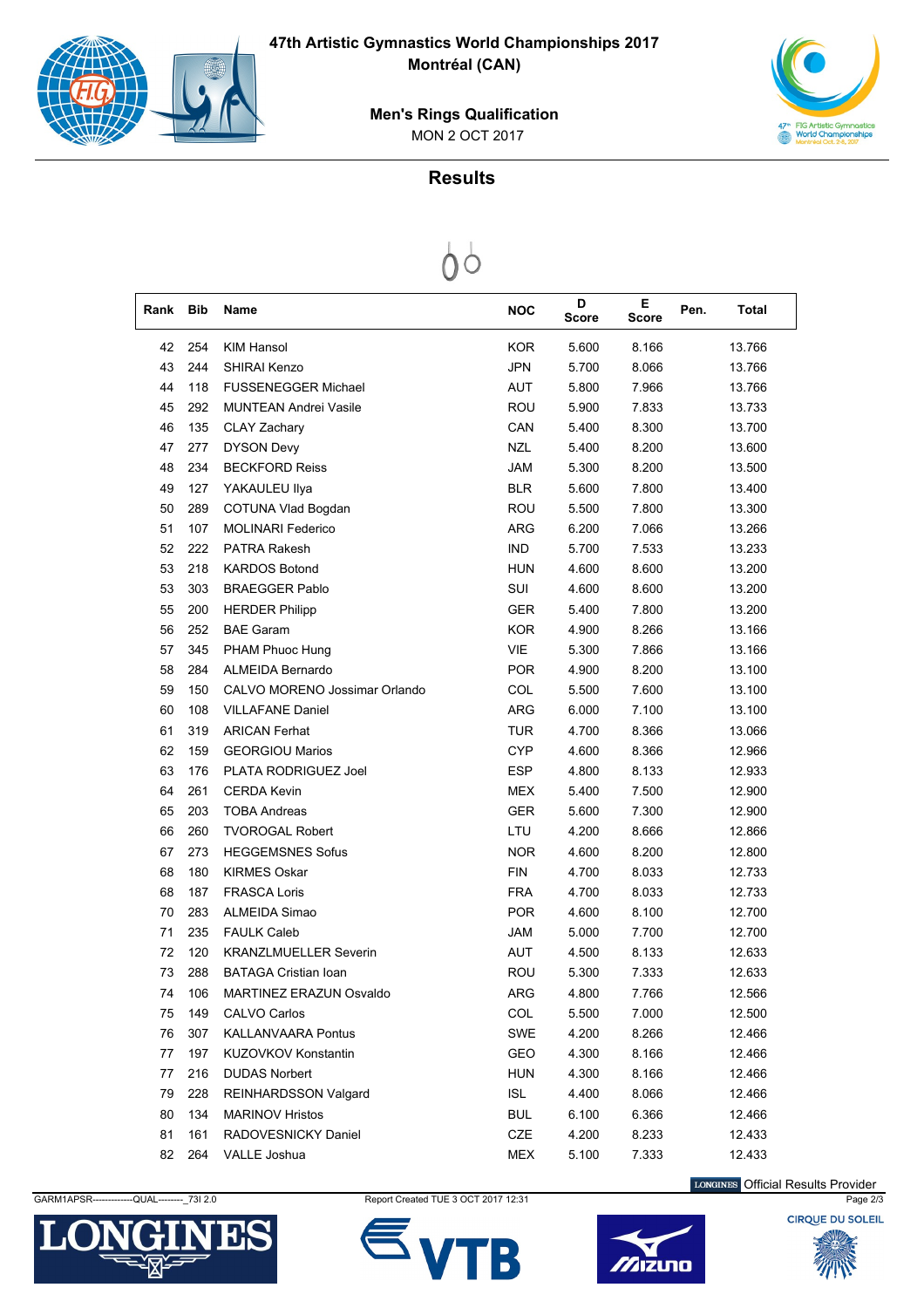**47th Artistic Gymnastics World Championships 2017**
**Montréal (CAN)**

**Men's Rings Qualification**
MON 2 OCT 2017

## Results

| Rank | Bib | Name | NOC | D Score | E Score | Pen. | Total |
|---|---|---|---|---|---|---|---|
| 42 | 254 | KIM Hansol | KOR | 5.600 | 8.166 | | 13.766 |
| 43 | 244 | SHIRAI Kenzo | JPN | 5.700 | 8.066 | | 13.766 |
| 44 | 118 | FUSSENEGGER Michael | AUT | 5.800 | 7.966 | | 13.766 |
| 45 | 292 | MUNTEAN Andrei Vasile | ROU | 5.900 | 7.833 | | 13.733 |
| 46 | 135 | CLAY Zachary | CAN | 5.400 | 8.300 | | 13.700 |
| 47 | 277 | DYSON Devy | NZL | 5.400 | 8.200 | | 13.600 |
| 48 | 234 | BECKFORD Reiss | JAM | 5.300 | 8.200 | | 13.500 |
| 49 | 127 | YAKAULEU Ilya | BLR | 5.600 | 7.800 | | 13.400 |
| 50 | 289 | COTUNA Vlad Bogdan | ROU | 5.500 | 7.800 | | 13.300 |
| 51 | 107 | MOLINARI Federico | ARG | 6.200 | 7.066 | | 13.266 |
| 52 | 222 | PATRA Rakesh | IND | 5.700 | 7.533 | | 13.233 |
| 53 | 218 | KARDOS Botond | HUN | 4.600 | 8.600 | | 13.200 |
| 53 | 303 | BRAEGGER Pablo | SUI | 4.600 | 8.600 | | 13.200 |
| 55 | 200 | HERDER Philipp | GER | 5.400 | 7.800 | | 13.200 |
| 56 | 252 | BAE Garam | KOR | 4.900 | 8.266 | | 13.166 |
| 57 | 345 | PHAM Phuoc Hung | VIE | 5.300 | 7.866 | | 13.166 |
| 58 | 284 | ALMEIDA Bernardo | POR | 4.900 | 8.200 | | 13.100 |
| 59 | 150 | CALVO MORENO Jossimar Orlando | COL | 5.500 | 7.600 | | 13.100 |
| 60 | 108 | VILLAFANE Daniel | ARG | 6.000 | 7.100 | | 13.100 |
| 61 | 319 | ARICAN Ferhat | TUR | 4.700 | 8.366 | | 13.066 |
| 62 | 159 | GEORGIOU Marios | CYP | 4.600 | 8.366 | | 12.966 |
| 63 | 176 | PLATA RODRIGUEZ Joel | ESP | 4.800 | 8.133 | | 12.933 |
| 64 | 261 | CERDA Kevin | MEX | 5.400 | 7.500 | | 12.900 |
| 65 | 203 | TOBA Andreas | GER | 5.600 | 7.300 | | 12.900 |
| 66 | 260 | TVOROGAL Robert | LTU | 4.200 | 8.666 | | 12.866 |
| 67 | 273 | HEGGEMSNES Sofus | NOR | 4.600 | 8.200 | | 12.800 |
| 68 | 180 | KIRMES Oskar | FIN | 4.700 | 8.033 | | 12.733 |
| 68 | 187 | FRASCA Loris | FRA | 4.700 | 8.033 | | 12.733 |
| 70 | 283 | ALMEIDA Simao | POR | 4.600 | 8.100 | | 12.700 |
| 71 | 235 | FAULK Caleb | JAM | 5.000 | 7.700 | | 12.700 |
| 72 | 120 | KRANZLMUELLER Severin | AUT | 4.500 | 8.133 | | 12.633 |
| 73 | 288 | BATAGA Cristian Ioan | ROU | 5.300 | 7.333 | | 12.633 |
| 74 | 106 | MARTINEZ ERAZUN Osvaldo | ARG | 4.800 | 7.766 | | 12.566 |
| 75 | 149 | CALVO Carlos | COL | 5.500 | 7.000 | | 12.500 |
| 76 | 307 | KALLANVAARA Pontus | SWE | 4.200 | 8.266 | | 12.466 |
| 77 | 197 | KUZOVKOV Konstantin | GEO | 4.300 | 8.166 | | 12.466 |
| 77 | 216 | DUDAS Norbert | HUN | 4.300 | 8.166 | | 12.466 |
| 79 | 228 | REINHARDSSON Valgard | ISL | 4.400 | 8.066 | | 12.466 |
| 80 | 134 | MARINOV Hristos | BUL | 6.100 | 6.366 | | 12.466 |
| 81 | 161 | RADOVESNICKY Daniel | CZE | 4.200 | 8.233 | | 12.433 |
| 82 | 264 | VALLE Joshua | MEX | 5.100 | 7.333 | | 12.433 |

GARM1APSR-------------QUAL--------_73I 2.0 Report Created TUE 3 OCT 2017 12:31

LONGINES Official Results Provider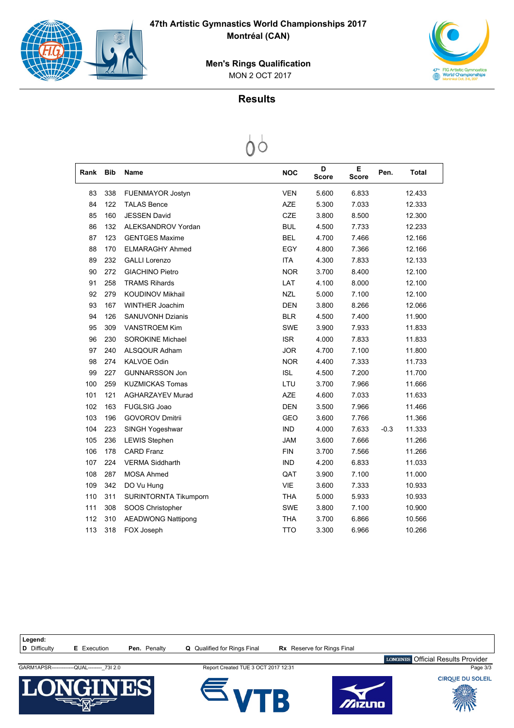# 47th Artistic Gymnastics World Championships 2017
Montréal (CAN)

## Men's Rings Qualification
MON 2 OCT 2017

## Results

| Rank | Bib | Name | NOC | D Score | E Score | Pen. | Total |
|---|---|---|---|---|---|---|---|
| 83 | 338 | FUENMAYOR Jostyn | VEN | 5.600 | 6.833 | | 12.433 |
| 84 | 122 | TALAS Bence | AZE | 5.300 | 7.033 | | 12.333 |
| 85 | 160 | JESSEN David | CZE | 3.800 | 8.500 | | 12.300 |
| 86 | 132 | ALEKSANDROV Yordan | BUL | 4.500 | 7.733 | | 12.233 |
| 87 | 123 | GENTGES Maxime | BEL | 4.700 | 7.466 | | 12.166 |
| 88 | 170 | ELMARAGHY Ahmed | EGY | 4.800 | 7.366 | | 12.166 |
| 89 | 232 | GALLI Lorenzo | ITA | 4.300 | 7.833 | | 12.133 |
| 90 | 272 | GIACHINO Pietro | NOR | 3.700 | 8.400 | | 12.100 |
| 91 | 258 | TRAMS Rihards | LAT | 4.100 | 8.000 | | 12.100 |
| 92 | 279 | KOUDINOV Mikhail | NZL | 5.000 | 7.100 | | 12.100 |
| 93 | 167 | WINTHER Joachim | DEN | 3.800 | 8.266 | | 12.066 |
| 94 | 126 | SANUVONH Dzianis | BLR | 4.500 | 7.400 | | 11.900 |
| 95 | 309 | VANSTROEM Kim | SWE | 3.900 | 7.933 | | 11.833 |
| 96 | 230 | SOROKINE Michael | ISR | 4.000 | 7.833 | | 11.833 |
| 97 | 240 | ALSQOUR Adham | JOR | 4.700 | 7.100 | | 11.800 |
| 98 | 274 | KALVOE Odin | NOR | 4.400 | 7.333 | | 11.733 |
| 99 | 227 | GUNNARSSON Jon | ISL | 4.500 | 7.200 | | 11.700 |
| 100 | 259 | KUZMICKAS Tomas | LTU | 3.700 | 7.966 | | 11.666 |
| 101 | 121 | AGHARZAYEV Murad | AZE | 4.600 | 7.033 | | 11.633 |
| 102 | 163 | FUGLSIG Joao | DEN | 3.500 | 7.966 | | 11.466 |
| 103 | 196 | GOVOROV Dmitrii | GEO | 3.600 | 7.766 | | 11.366 |
| 104 | 223 | SINGH Yogeshwar | IND | 4.000 | 7.633 | -0.3 | 11.333 |
| 105 | 236 | LEWIS Stephen | JAM | 3.600 | 7.666 | | 11.266 |
| 106 | 178 | CARD Franz | FIN | 3.700 | 7.566 | | 11.266 |
| 107 | 224 | VERMA Siddharth | IND | 4.200 | 6.833 | | 11.033 |
| 108 | 287 | MOSA Ahmed | QAT | 3.900 | 7.100 | | 11.000 |
| 109 | 342 | DO Vu Hung | VIE | 3.600 | 7.333 | | 10.933 |
| 110 | 311 | SURINTORNTA Tikumporn | THA | 5.000 | 5.933 | | 10.933 |
| 111 | 308 | SOOS Christopher | SWE | 3.800 | 7.100 | | 10.900 |
| 112 | 310 | AEADWONG Nattipong | THA | 3.700 | 6.866 | | 10.566 |
| 113 | 318 | FOX Joseph | TTO | 3.300 | 6.966 | | 10.266 |

**Legend:**
**D** Difficulty **E** Execution **Pen.** Penalty **Q** Qualified for Rings Final **Rx** Reserve for Rings Final

LONGINES Official Results Provider

GARM1APSR------------QUAL--------_73I 2.0 Report Created TUE 3 OCT 2017 12:31